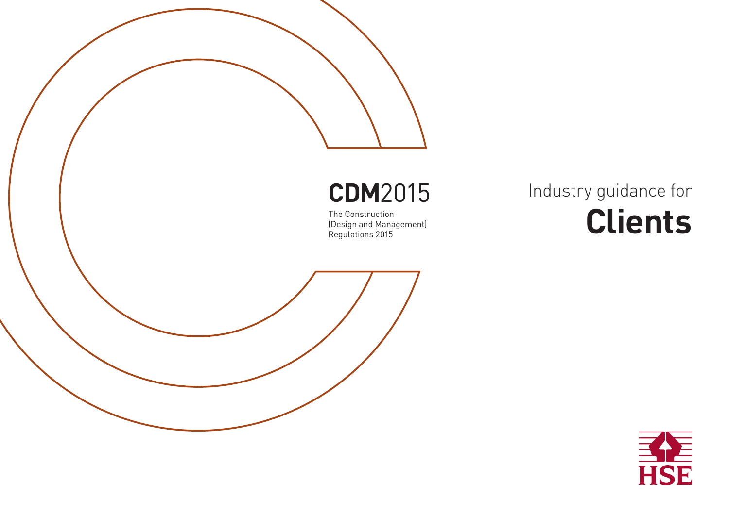# CDM2015

The Construction (Design and Management) Regulations 2015

# Industry guidance for Clients

HSE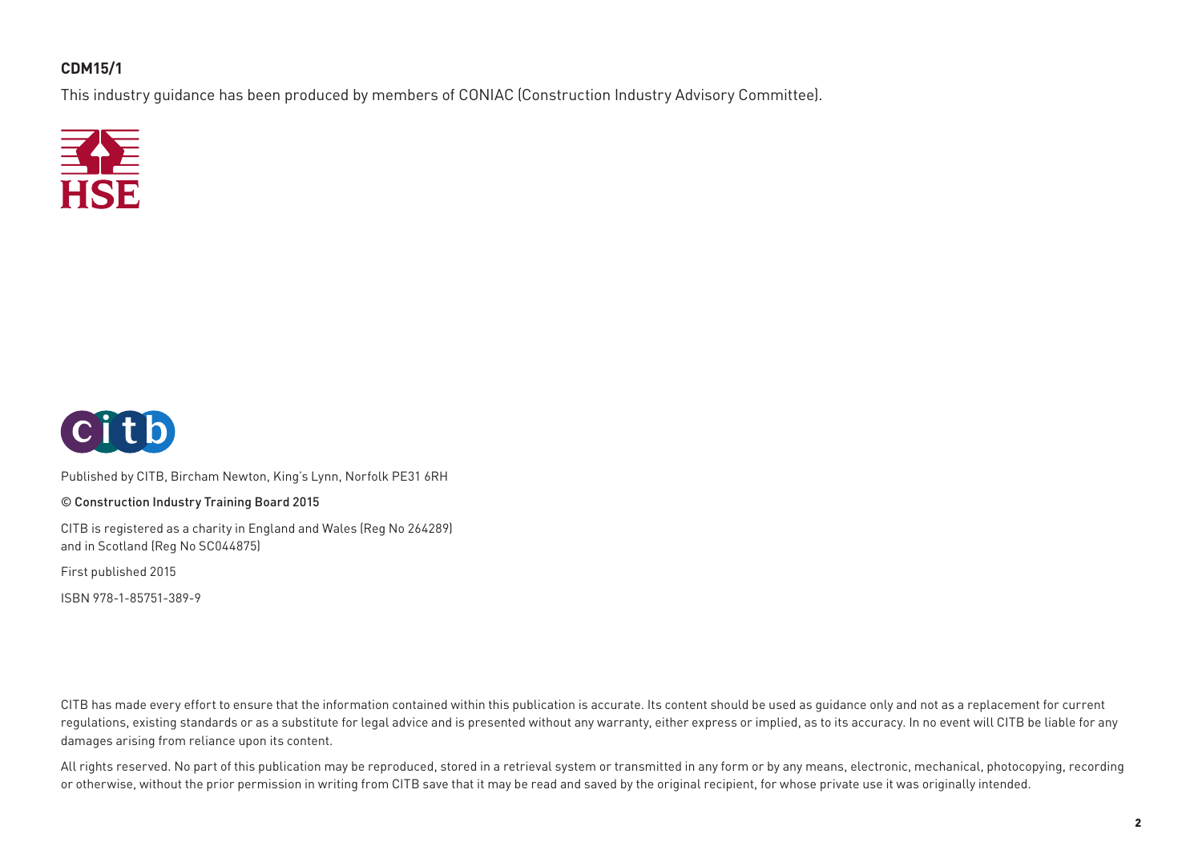**CDM15/1**

This industry guidance has been produced by members of CONIAC (Construction Industry Advisory Committee).

Published by CITB, Bircham Newton, King's Lynn, Norfolk PE31 6RH

© Construction Industry Training Board 2015

CITB is registered as a charity in England and Wales (Reg No 264289) and in Scotland (Reg No SC044875)

First published 2015

ISBN 978-1-85751-389-9

CITB has made every effort to ensure that the information contained within this publication is accurate. Its content should be used as guidance only and not as a replacement for current regulations, existing standards or as a substitute for legal advice and is presented without any warranty, either express or implied, as to its accuracy. In no event will CITB be liable for any damages arising from reliance upon its content.

All rights reserved. No part of this publication may be reproduced, stored in a retrieval system or transmitted in any form or by any means, electronic, mechanical, photocopying, recording or otherwise, without the prior permission in writing from CITB save that it may be read and saved by the original recipient, for whose private use it was originally intended.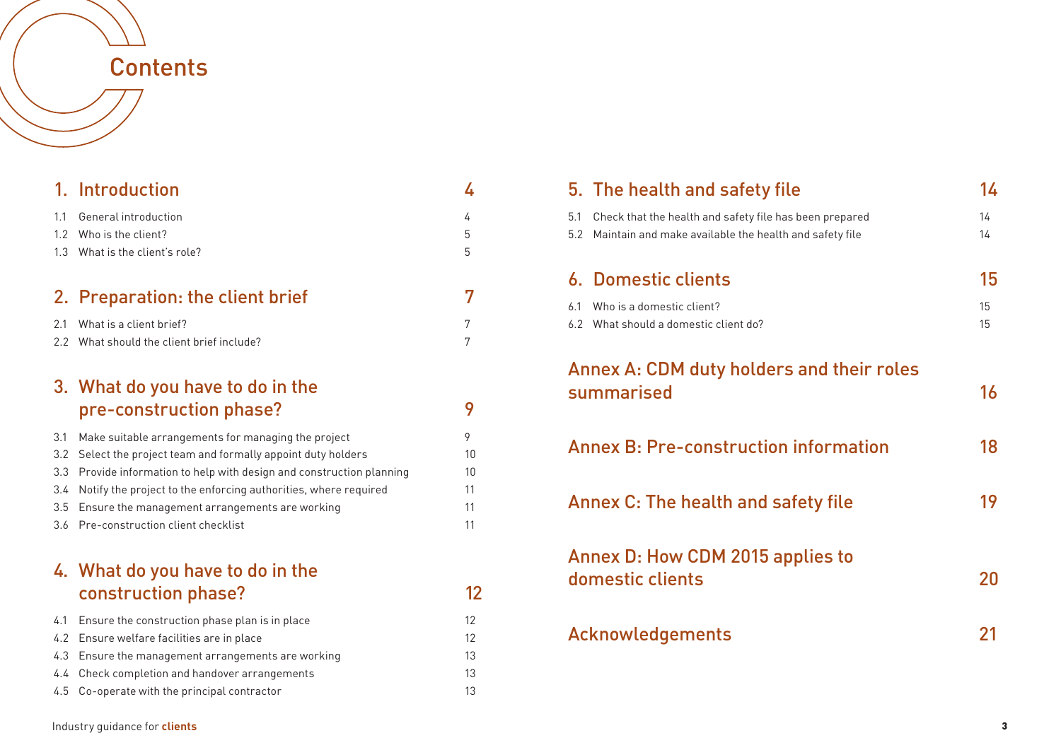# Contents

| | | |
|---|---|---|
| **1.** | **Introduction** | **4** |
| 1.1 | General introduction | 4 |
| 1.2 | Who is the client? | 5 |
| 1.3 | What is the client's role? | 5 |
| **2.** | **Preparation: the client brief** | **7** |
| 2.1 | What is a client brief? | 7 |
| 2.2 | What should the client brief include? | 7 |
| **3.** | **What do you have to do in the pre-construction phase?** | **9** |
| 3.1 | Make suitable arrangements for managing the project | 9 |
| 3.2 | Select the project team and formally appoint duty holders | 10 |
| 3.3 | Provide information to help with design and construction planning | 10 |
| 3.4 | Notify the project to the enforcing authorities, where required | 11 |
| 3.5 | Ensure the management arrangements are working | 11 |
| 3.6 | Pre-construction client checklist | 11 |
| **4.** | **What do you have to do in the construction phase?** | **12** |
| 4.1 | Ensure the construction phase plan is in place | 12 |
| 4.2 | Ensure welfare facilities are in place | 12 |
| 4.3 | Ensure the management arrangements are working | 13 |
| 4.4 | Check completion and handover arrangements | 13 |
| 4.5 | Co-operate with the principal contractor | 13 |
| **5.** | **The health and safety file** | **14** |
| 5.1 | Check that the health and safety file has been prepared | 14 |
| 5.2 | Maintain and make available the health and safety file | 14 |
| **6.** | **Domestic clients** | **15** |
| 6.1 | Who is a domestic client? | 15 |
| 6.2 | What should a domestic client do? | 15 |
| | **Annex A: CDM duty holders and their roles summarised** | **16** |
| | **Annex B: Pre-construction information** | **18** |
| | **Annex C: The health and safety file** | **19** |
| | **Annex D: How CDM 2015 applies to domestic clients** | **20** |
| | **Acknowledgements** | **21** |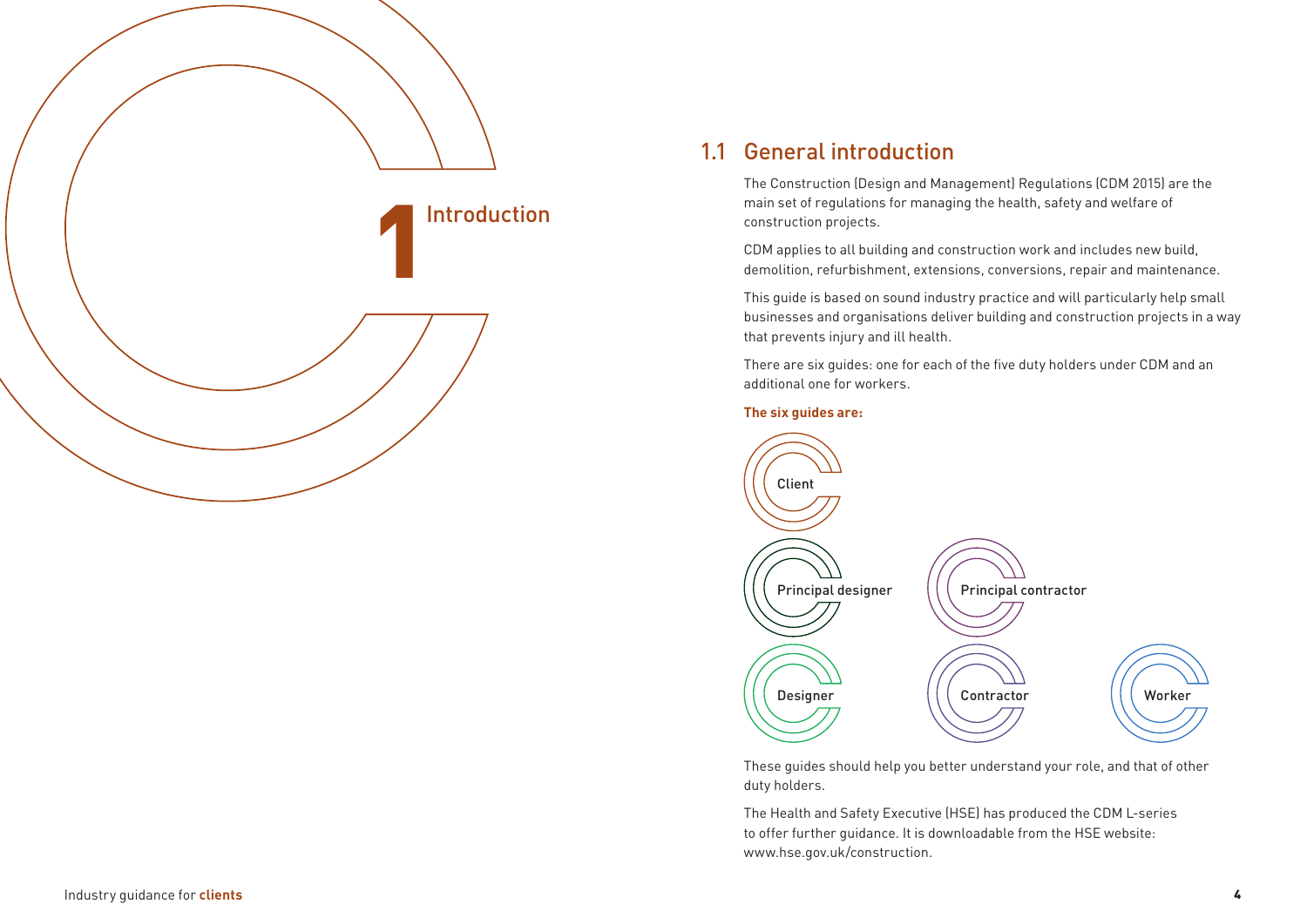# 1 Introduction

## 1.1 General introduction

The Construction (Design and Management) Regulations (CDM 2015) are the main set of regulations for managing the health, safety and welfare of construction projects.

CDM applies to all building and construction work and includes new build, demolition, refurbishment, extensions, conversions, repair and maintenance.

This guide is based on sound industry practice and will particularly help small businesses and organisations deliver building and construction projects in a way that prevents injury and ill health.

There are six guides: one for each of the five duty holders under CDM and an additional one for workers.

**The six guides are:**

- Client
- Principal designer
- Principal contractor
- Designer
- Contractor
- Worker

These guides should help you better understand your role, and that of other duty holders.

The Health and Safety Executive (HSE) has produced the CDM L-series to offer further guidance. It is downloadable from the HSE website: www.hse.gov.uk/construction.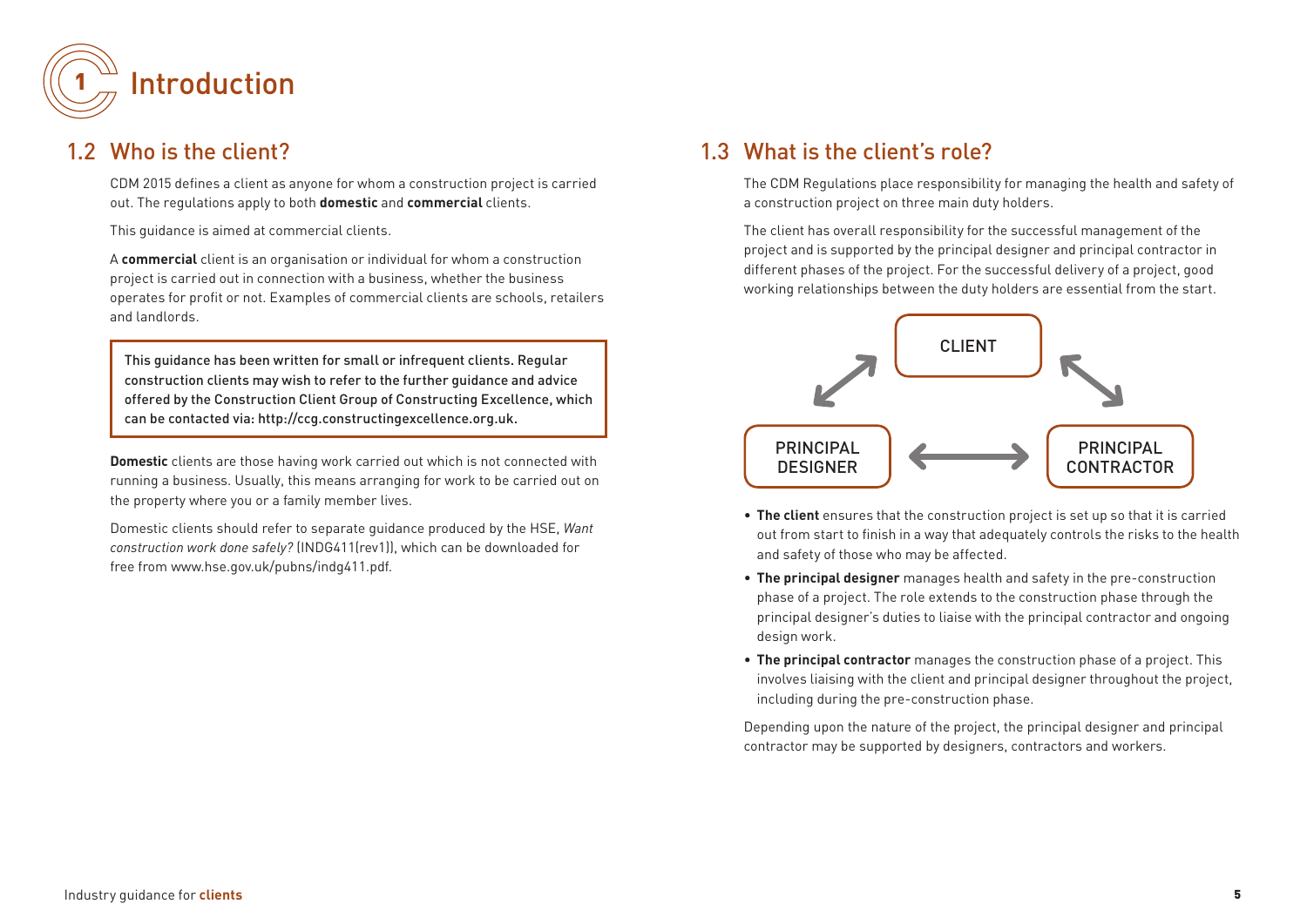# 1 Introduction

## 1.2 Who is the client?

CDM 2015 defines a client as anyone for whom a construction project is carried out. The regulations apply to both **domestic** and **commercial** clients.

This guidance is aimed at commercial clients.

A **commercial** client is an organisation or individual for whom a construction project is carried out in connection with a business, whether the business operates for profit or not. Examples of commercial clients are schools, retailers and landlords.

> This guidance has been written for small or infrequent clients. Regular construction clients may wish to refer to the further guidance and advice offered by the Construction Client Group of Constructing Excellence, which can be contacted via: http://ccg.constructingexcellence.org.uk.

**Domestic** clients are those having work carried out which is not connected with running a business. Usually, this means arranging for work to be carried out on the property where you or a family member lives.

Domestic clients should refer to separate guidance produced by the HSE, *Want construction work done safely?* (INDG411(rev1)), which can be downloaded for free from www.hse.gov.uk/pubns/indg411.pdf.

## 1.3 What is the client's role?

The CDM Regulations place responsibility for managing the health and safety of a construction project on three main duty holders.

The client has overall responsibility for the successful management of the project and is supported by the principal designer and principal contractor in different phases of the project. For the successful delivery of a project, good working relationships between the duty holders are essential from the start.

CLIENT

PRINCIPAL DESIGNER

PRINCIPAL CONTRACTOR

- **The client** ensures that the construction project is set up so that it is carried out from start to finish in a way that adequately controls the risks to the health and safety of those who may be affected.
- **The principal designer** manages health and safety in the pre-construction phase of a project. The role extends to the construction phase through the principal designer's duties to liaise with the principal contractor and ongoing design work.
- **The principal contractor** manages the construction phase of a project. This involves liaising with the client and principal designer throughout the project, including during the pre-construction phase.

Depending upon the nature of the project, the principal designer and principal contractor may be supported by designers, contractors and workers.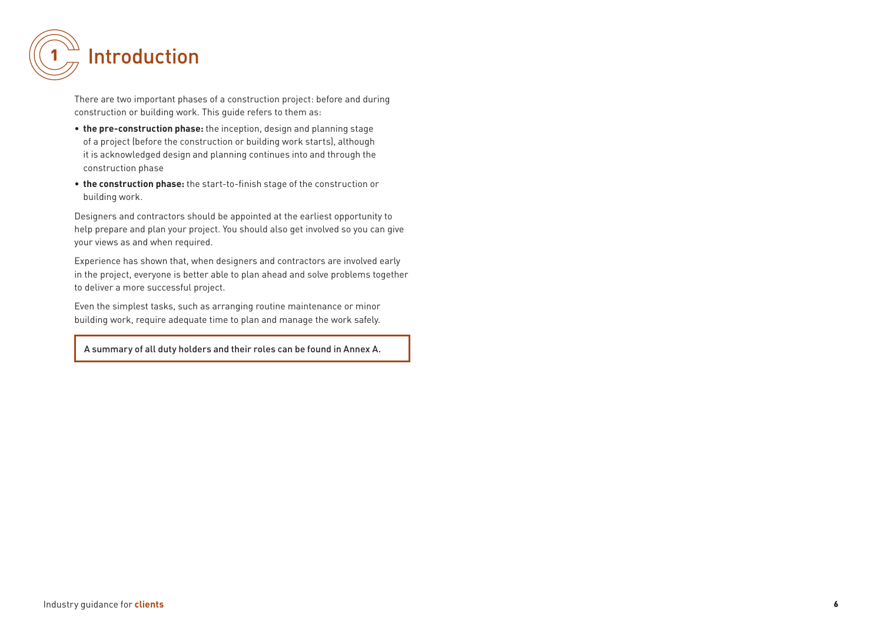# 1 Introduction

There are two important phases of a construction project: before and during construction or building work. This guide refers to them as:

- **the pre-construction phase:** the inception, design and planning stage of a project (before the construction or building work starts), although it is acknowledged design and planning continues into and through the construction phase
- **the construction phase:** the start-to-finish stage of the construction or building work.

Designers and contractors should be appointed at the earliest opportunity to help prepare and plan your project. You should also get involved so you can give your views as and when required.

Experience has shown that, when designers and contractors are involved early in the project, everyone is better able to plan ahead and solve problems together to deliver a more successful project.

Even the simplest tasks, such as arranging routine maintenance or minor building work, require adequate time to plan and manage the work safely.

> A summary of all duty holders and their roles can be found in Annex A.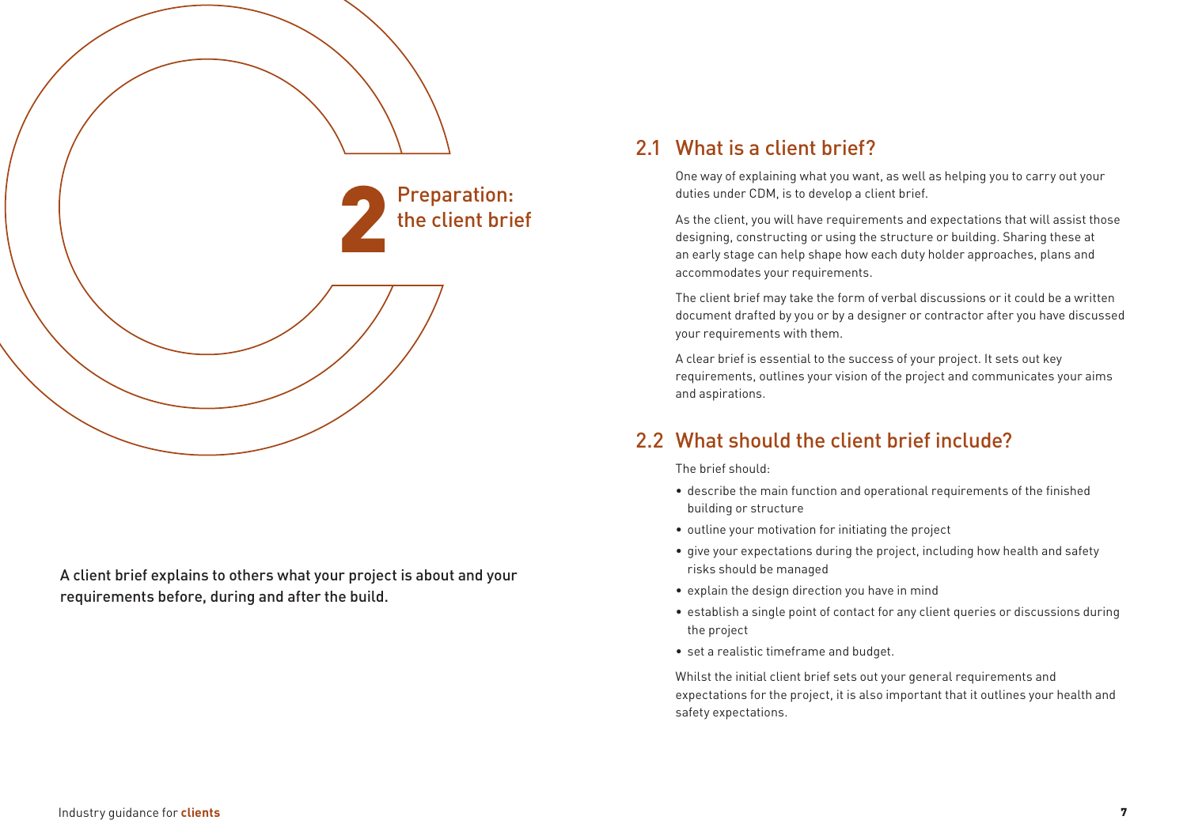# 2 Preparation: the client brief

A client brief explains to others what your project is about and your requirements before, during and after the build.

## 2.1 What is a client brief?

One way of explaining what you want, as well as helping you to carry out your duties under CDM, is to develop a client brief.

As the client, you will have requirements and expectations that will assist those designing, constructing or using the structure or building. Sharing these at an early stage can help shape how each duty holder approaches, plans and accommodates your requirements.

The client brief may take the form of verbal discussions or it could be a written document drafted by you or by a designer or contractor after you have discussed your requirements with them.

A clear brief is essential to the success of your project. It sets out key requirements, outlines your vision of the project and communicates your aims and aspirations.

## 2.2 What should the client brief include?

The brief should:

- describe the main function and operational requirements of the finished building or structure
- outline your motivation for initiating the project
- give your expectations during the project, including how health and safety risks should be managed
- explain the design direction you have in mind
- establish a single point of contact for any client queries or discussions during the project
- set a realistic timeframe and budget.

Whilst the initial client brief sets out your general requirements and expectations for the project, it is also important that it outlines your health and safety expectations.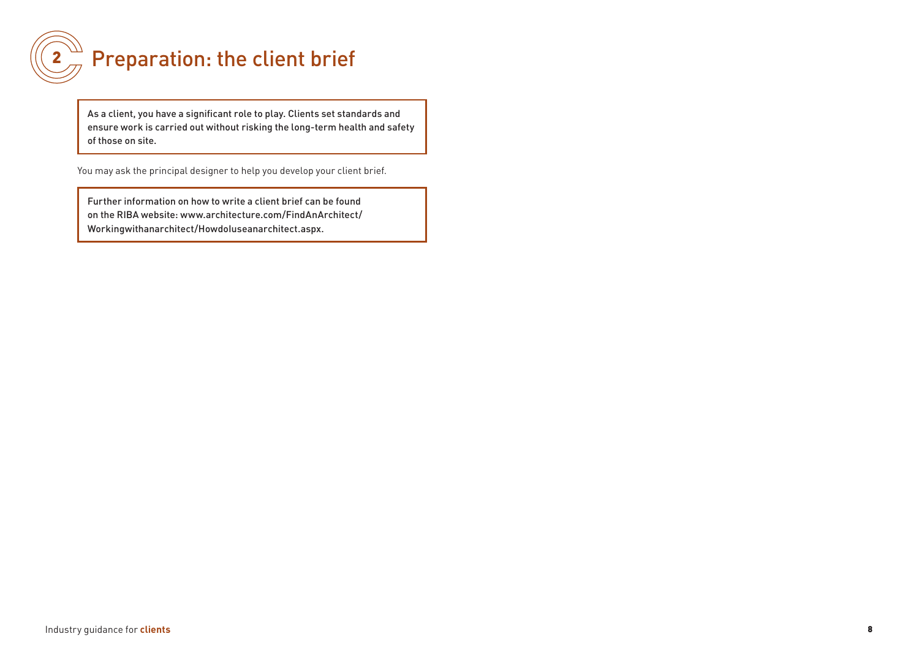# 2 Preparation: the client brief

> As a client, you have a significant role to play. Clients set standards and ensure work is carried out without risking the long-term health and safety of those on site.

You may ask the principal designer to help you develop your client brief.

> Further information on how to write a client brief can be found on the RIBA website: www.architecture.com/FindAnArchitect/Workingwithanarchitect/Howdouseanarchitect.aspx.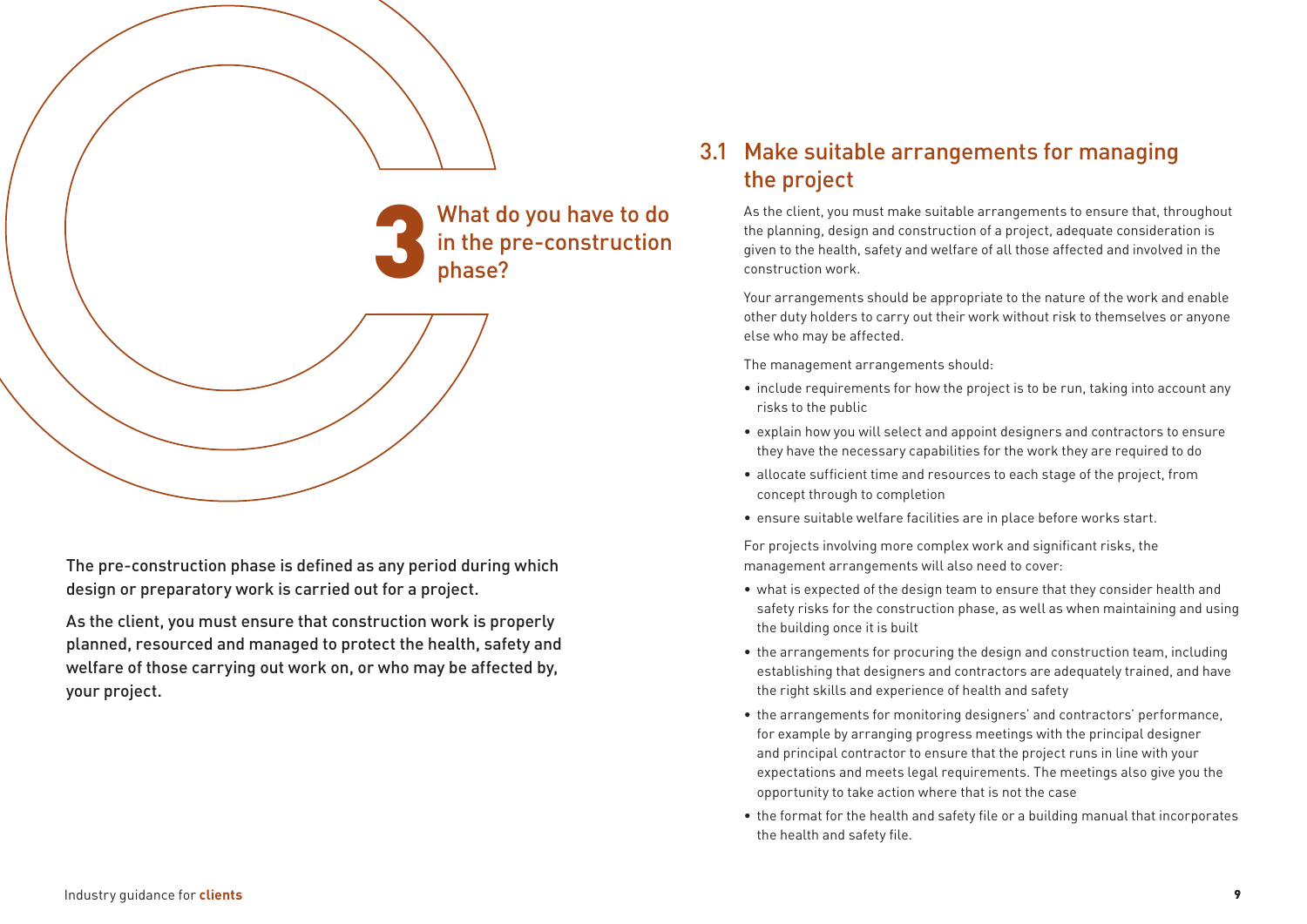# 3 What do you have to do in the pre-construction phase?

The pre-construction phase is defined as any period during which design or preparatory work is carried out for a project.

As the client, you must ensure that construction work is properly planned, resourced and managed to protect the health, safety and welfare of those carrying out work on, or who may be affected by, your project.

## 3.1 Make suitable arrangements for managing the project

As the client, you must make suitable arrangements to ensure that, throughout the planning, design and construction of a project, adequate consideration is given to the health, safety and welfare of all those affected and involved in the construction work.

Your arrangements should be appropriate to the nature of the work and enable other duty holders to carry out their work without risk to themselves or anyone else who may be affected.

The management arrangements should:

- include requirements for how the project is to be run, taking into account any risks to the public
- explain how you will select and appoint designers and contractors to ensure they have the necessary capabilities for the work they are required to do
- allocate sufficient time and resources to each stage of the project, from concept through to completion
- ensure suitable welfare facilities are in place before works start.

For projects involving more complex work and significant risks, the management arrangements will also need to cover:

- what is expected of the design team to ensure that they consider health and safety risks for the construction phase, as well as when maintaining and using the building once it is built
- the arrangements for procuring the design and construction team, including establishing that designers and contractors are adequately trained, and have the right skills and experience of health and safety
- the arrangements for monitoring designers' and contractors' performance, for example by arranging progress meetings with the principal designer and principal contractor to ensure that the project runs in line with your expectations and meets legal requirements. The meetings also give you the opportunity to take action where that is not the case
- the format for the health and safety file or a building manual that incorporates the health and safety file.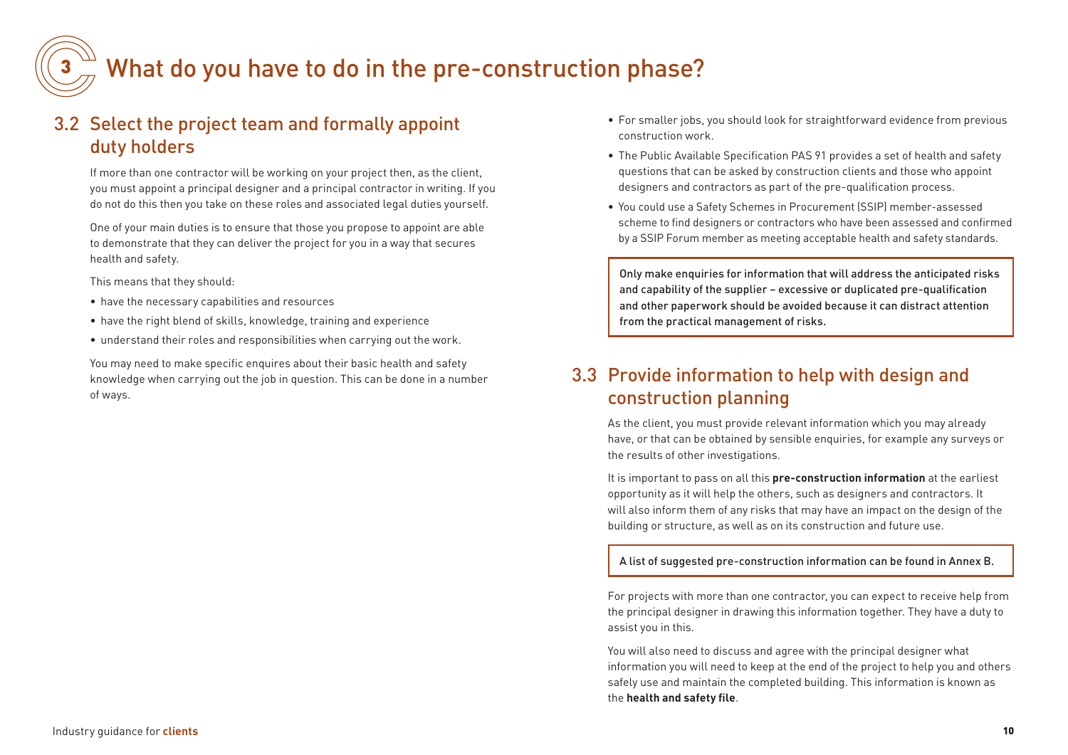# 3 What do you have to do in the pre-construction phase?

## 3.2 Select the project team and formally appoint duty holders

If more than one contractor will be working on your project then, as the client, you must appoint a principal designer and a principal contractor in writing. If you do not do this then you take on these roles and associated legal duties yourself.

One of your main duties is to ensure that those you propose to appoint are able to demonstrate that they can deliver the project for you in a way that secures health and safety.

This means that they should:

- have the necessary capabilities and resources
- have the right blend of skills, knowledge, training and experience
- understand their roles and responsibilities when carrying out the work.

You may need to make specific enquires about their basic health and safety knowledge when carrying out the job in question. This can be done in a number of ways.

- For smaller jobs, you should look for straightforward evidence from previous construction work.
- The Public Available Specification PAS 91 provides a set of health and safety questions that can be asked by construction clients and those who appoint designers and contractors as part of the pre-qualification process.
- You could use a Safety Schemes in Procurement (SSIP) member-assessed scheme to find designers or contractors who have been assessed and confirmed by a SSIP Forum member as meeting acceptable health and safety standards.

> Only make enquiries for information that will address the anticipated risks and capability of the supplier – excessive or duplicated pre-qualification and other paperwork should be avoided because it can distract attention from the practical management of risks.

## 3.3 Provide information to help with design and construction planning

As the client, you must provide relevant information which you may already have, or that can be obtained by sensible enquiries, for example any surveys or the results of other investigations.

It is important to pass on all this **pre-construction information** at the earliest opportunity as it will help the others, such as designers and contractors. It will also inform them of any risks that may have an impact on the design of the building or structure, as well as on its construction and future use.

> A list of suggested pre-construction information can be found in Annex B.

For projects with more than one contractor, you can expect to receive help from the principal designer in drawing this information together. They have a duty to assist you in this.

You will also need to discuss and agree with the principal designer what information you will need to keep at the end of the project to help you and others safely use and maintain the completed building. This information is known as the **health and safety file**.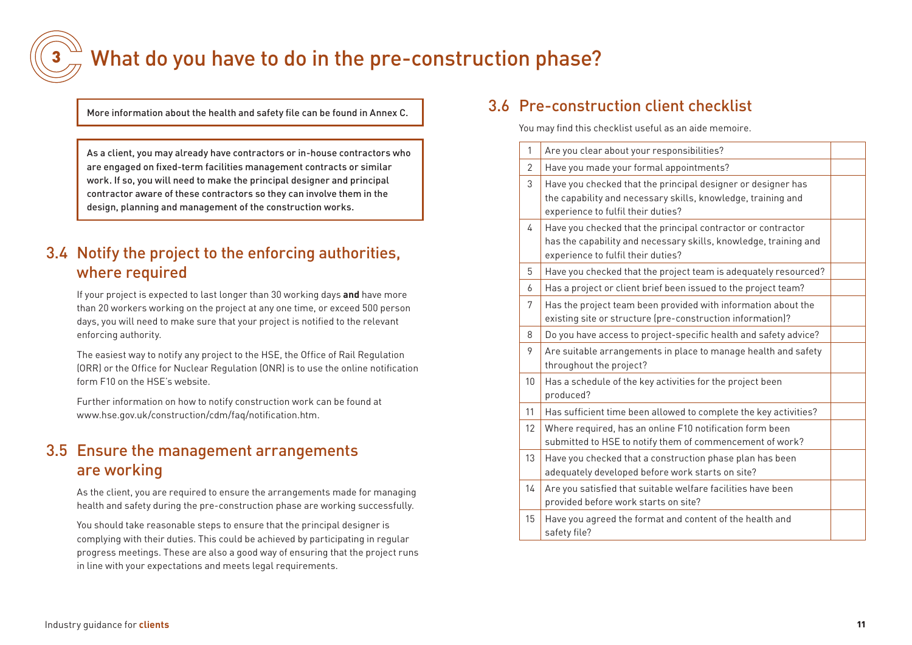# 3 What do you have to do in the pre-construction phase?

More information about the health and safety file can be found in Annex C.

As a client, you may already have contractors or in-house contractors who are engaged on fixed-term facilities management contracts or similar work. If so, you will need to make the principal designer and principal contractor aware of these contractors so they can involve them in the design, planning and management of the construction works.

## 3.4 Notify the project to the enforcing authorities, where required

If your project is expected to last longer than 30 working days **and** have more than 20 workers working on the project at any one time, or exceed 500 person days, you will need to make sure that your project is notified to the relevant enforcing authority.

The easiest way to notify any project to the HSE, the Office of Rail Regulation (ORR) or the Office for Nuclear Regulation (ONR) is to use the online notification form F10 on the HSE's website.

Further information on how to notify construction work can be found at www.hse.gov.uk/construction/cdm/faq/notification.htm.

## 3.5 Ensure the management arrangements are working

As the client, you are required to ensure the arrangements made for managing health and safety during the pre-construction phase are working successfully.

You should take reasonable steps to ensure that the principal designer is complying with their duties. This could be achieved by participating in regular progress meetings. These are also a good way of ensuring that the project runs in line with your expectations and meets legal requirements.

## 3.6 Pre-construction client checklist

You may find this checklist useful as an aide memoire.

| | | |
|---|---|---|
| 1 | Are you clear about your responsibilities? | |
| 2 | Have you made your formal appointments? | |
| 3 | Have you checked that the principal designer or designer has the capability and necessary skills, knowledge, training and experience to fulfil their duties? | |
| 4 | Have you checked that the principal contractor or contractor has the capability and necessary skills, knowledge, training and experience to fulfil their duties? | |
| 5 | Have you checked that the project team is adequately resourced? | |
| 6 | Has a project or client brief been issued to the project team? | |
| 7 | Has the project team been provided with information about the existing site or structure (pre-construction information)? | |
| 8 | Do you have access to project-specific health and safety advice? | |
| 9 | Are suitable arrangements in place to manage health and safety throughout the project? | |
| 10 | Has a schedule of the key activities for the project been produced? | |
| 11 | Has sufficient time been allowed to complete the key activities? | |
| 12 | Where required, has an online F10 notification form been submitted to HSE to notify them of commencement of work? | |
| 13 | Have you checked that a construction phase plan has been adequately developed before work starts on site? | |
| 14 | Are you satisfied that suitable welfare facilities have been provided before work starts on site? | |
| 15 | Have you agreed the format and content of the health and safety file? | |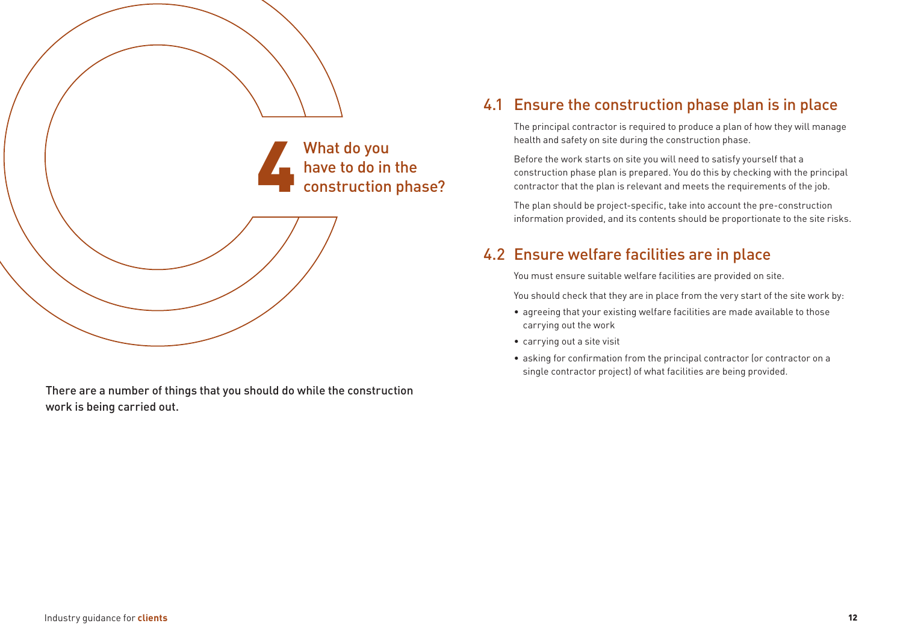# 4 What do you have to do in the construction phase?

There are a number of things that you should do while the construction work is being carried out.

## 4.1 Ensure the construction phase plan is in place

The principal contractor is required to produce a plan of how they will manage health and safety on site during the construction phase.

Before the work starts on site you will need to satisfy yourself that a construction phase plan is prepared. You do this by checking with the principal contractor that the plan is relevant and meets the requirements of the job.

The plan should be project-specific, take into account the pre-construction information provided, and its contents should be proportionate to the site risks.

## 4.2 Ensure welfare facilities are in place

You must ensure suitable welfare facilities are provided on site.

You should check that they are in place from the very start of the site work by:

- agreeing that your existing welfare facilities are made available to those carrying out the work
- carrying out a site visit
- asking for confirmation from the principal contractor (or contractor on a single contractor project) of what facilities are being provided.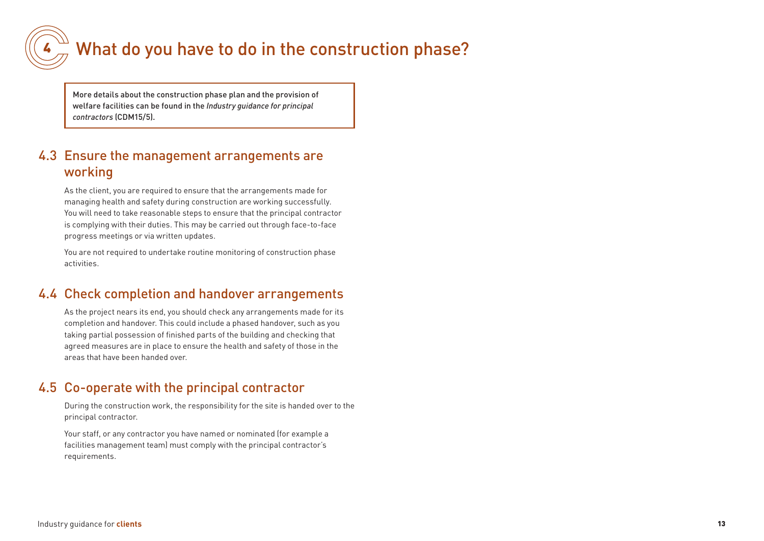# 4 What do you have to do in the construction phase?

> More details about the construction phase plan and the provision of welfare facilities can be found in the *Industry guidance for principal contractors* (CDM15/5).

## 4.3 Ensure the management arrangements are working

As the client, you are required to ensure that the arrangements made for managing health and safety during construction are working successfully. You will need to take reasonable steps to ensure that the principal contractor is complying with their duties. This may be carried out through face-to-face progress meetings or via written updates.

You are not required to undertake routine monitoring of construction phase activities.

## 4.4 Check completion and handover arrangements

As the project nears its end, you should check any arrangements made for its completion and handover. This could include a phased handover, such as you taking partial possession of finished parts of the building and checking that agreed measures are in place to ensure the health and safety of those in the areas that have been handed over.

## 4.5 Co-operate with the principal contractor

During the construction work, the responsibility for the site is handed over to the principal contractor.

Your staff, or any contractor you have named or nominated (for example a facilities management team) must comply with the principal contractor's requirements.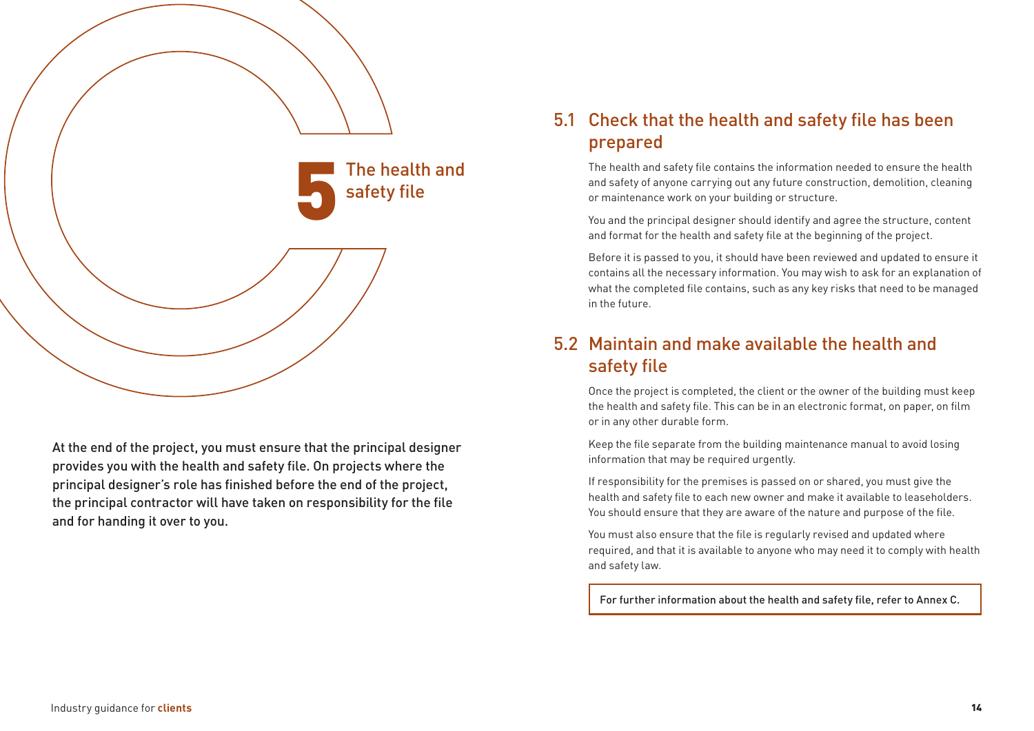# 5 The health and safety file

At the end of the project, you must ensure that the principal designer provides you with the health and safety file. On projects where the principal designer's role has finished before the end of the project, the principal contractor will have taken on responsibility for the file and for handing it over to you.

## 5.1 Check that the health and safety file has been prepared

The health and safety file contains the information needed to ensure the health and safety of anyone carrying out any future construction, demolition, cleaning or maintenance work on your building or structure.

You and the principal designer should identify and agree the structure, content and format for the health and safety file at the beginning of the project.

Before it is passed to you, it should have been reviewed and updated to ensure it contains all the necessary information. You may wish to ask for an explanation of what the completed file contains, such as any key risks that need to be managed in the future.

## 5.2 Maintain and make available the health and safety file

Once the project is completed, the client or the owner of the building must keep the health and safety file. This can be in an electronic format, on paper, on film or in any other durable form.

Keep the file separate from the building maintenance manual to avoid losing information that may be required urgently.

If responsibility for the premises is passed on or shared, you must give the health and safety file to each new owner and make it available to leaseholders. You should ensure that they are aware of the nature and purpose of the file.

You must also ensure that the file is regularly revised and updated where required, and that it is available to anyone who may need it to comply with health and safety law.

For further information about the health and safety file, refer to Annex C.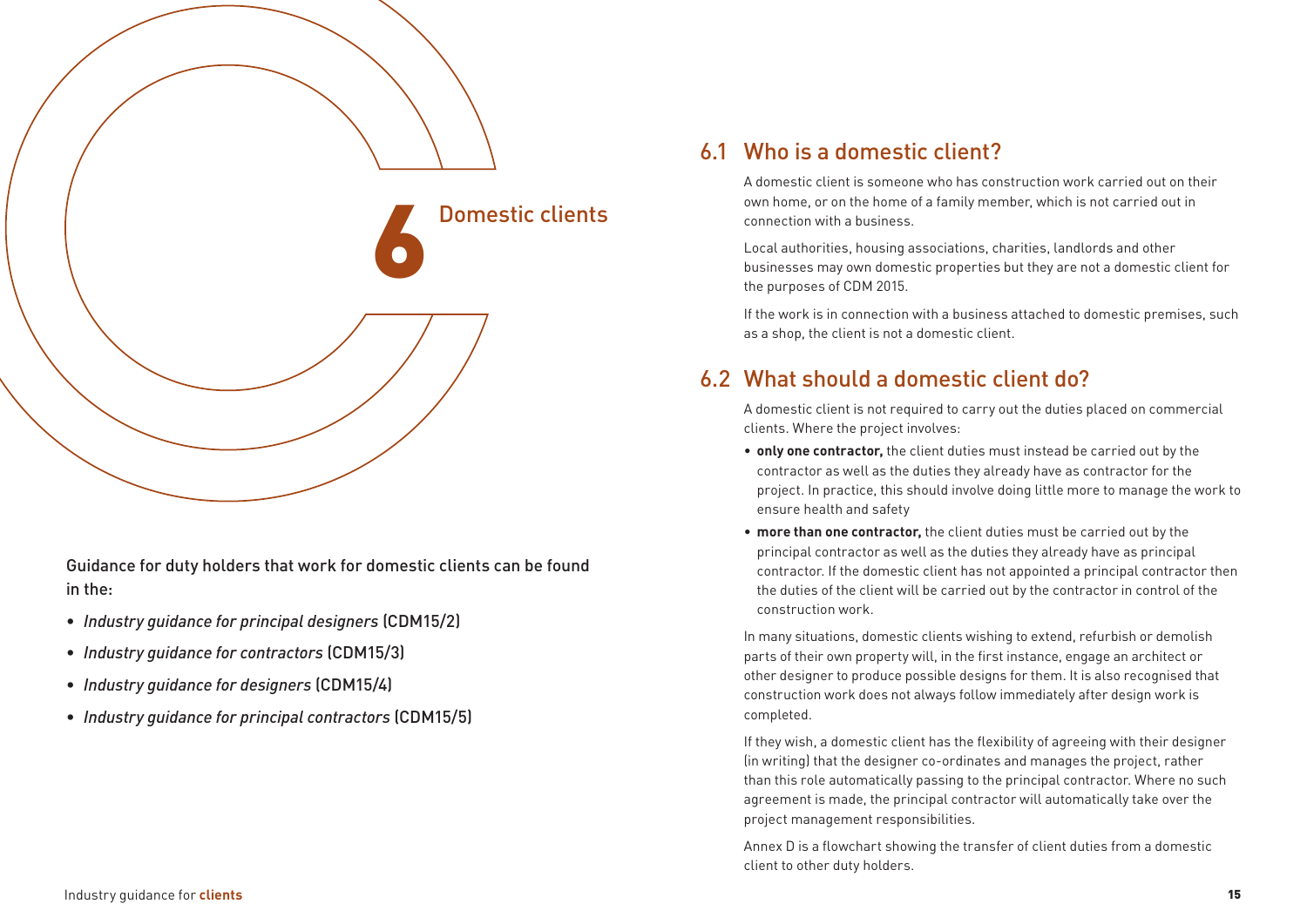# 6 Domestic clients

Guidance for duty holders that work for domestic clients can be found in the:

- *Industry guidance for principal designers* (CDM15/2)
- *Industry guidance for contractors* (CDM15/3)
- *Industry guidance for designers* (CDM15/4)
- *Industry guidance for principal contractors* (CDM15/5)

## 6.1 Who is a domestic client?

A domestic client is someone who has construction work carried out on their own home, or on the home of a family member, which is not carried out in connection with a business.

Local authorities, housing associations, charities, landlords and other businesses may own domestic properties but they are not a domestic client for the purposes of CDM 2015.

If the work is in connection with a business attached to domestic premises, such as a shop, the client is not a domestic client.

## 6.2 What should a domestic client do?

A domestic client is not required to carry out the duties placed on commercial clients. Where the project involves:

- **only one contractor,** the client duties must instead be carried out by the contractor as well as the duties they already have as contractor for the project. In practice, this should involve doing little more to manage the work to ensure health and safety
- **more than one contractor,** the client duties must be carried out by the principal contractor as well as the duties they already have as principal contractor. If the domestic client has not appointed a principal contractor then the duties of the client will be carried out by the contractor in control of the construction work.

In many situations, domestic clients wishing to extend, refurbish or demolish parts of their own property will, in the first instance, engage an architect or other designer to produce possible designs for them. It is also recognised that construction work does not always follow immediately after design work is completed.

If they wish, a domestic client has the flexibility of agreeing with their designer (in writing) that the designer co-ordinates and manages the project, rather than this role automatically passing to the principal contractor. Where no such agreement is made, the principal contractor will automatically take over the project management responsibilities.

Annex D is a flowchart showing the transfer of client duties from a domestic client to other duty holders.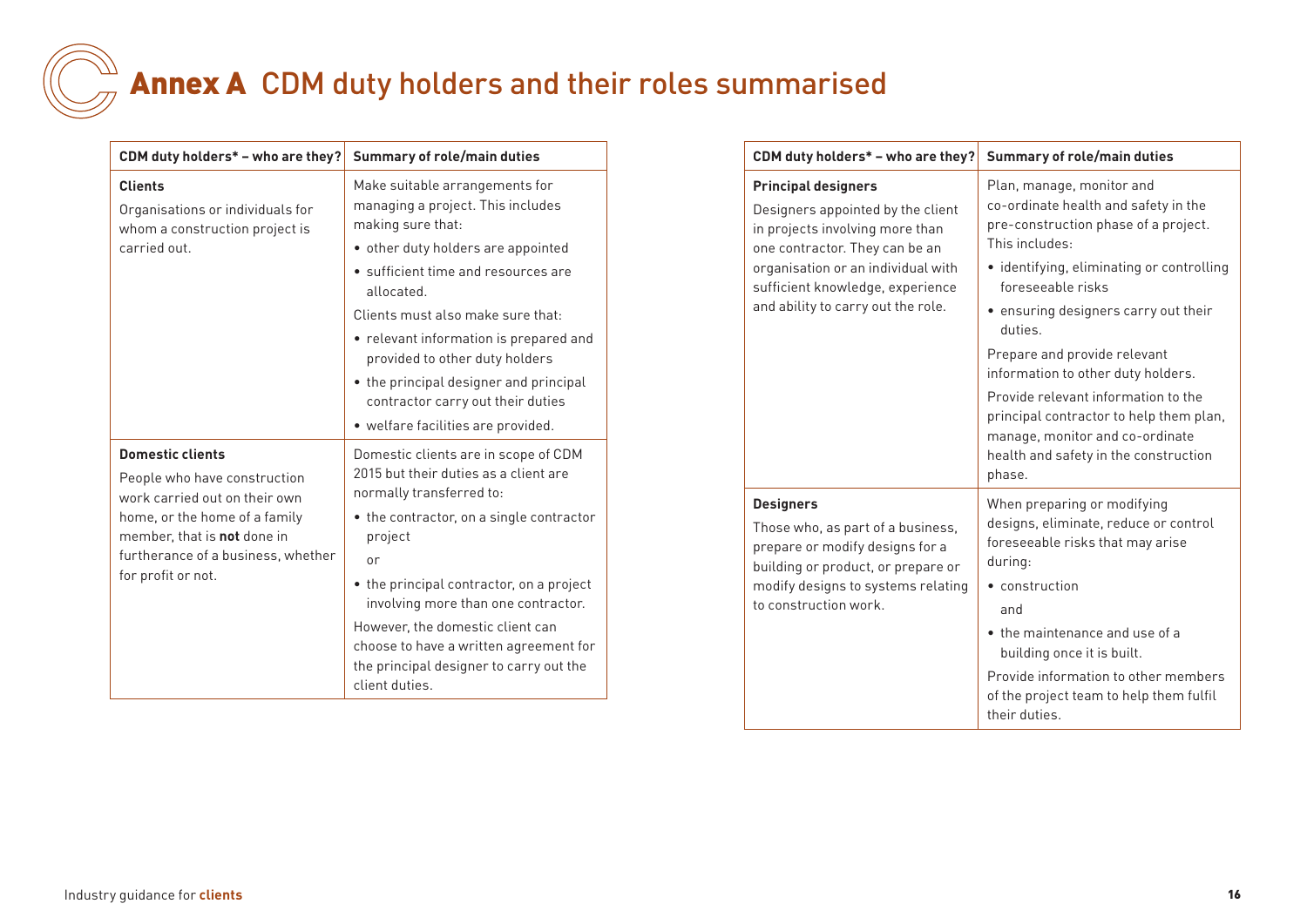# **Annex A** CDM duty holders and their roles summarised

| CDM duty holders* – who are they? | Summary of role/main duties |
|---|---|
| **Clients**<br><br>Organisations or individuals for whom a construction project is carried out. | Make suitable arrangements for managing a project. This includes making sure that:<br>• other duty holders are appointed<br>• sufficient time and resources are allocated.<br><br>Clients must also make sure that:<br>• relevant information is prepared and provided to other duty holders<br>• the principal designer and principal contractor carry out their duties<br>• welfare facilities are provided. |
| **Domestic clients**<br><br>People who have construction work carried out on their own home, or the home of a family member, that is **not** done in furtherance of a business, whether for profit or not. | Domestic clients are in scope of CDM 2015 but their duties as a client are normally transferred to:<br>• the contractor, on a single contractor project<br>or<br>• the principal contractor, on a project involving more than one contractor.<br><br>However, the domestic client can choose to have a written agreement for the principal designer to carry out the client duties. |
| **Principal designers**<br><br>Designers appointed by the client in projects involving more than one contractor. They can be an organisation or an individual with sufficient knowledge, experience and ability to carry out the role. | Plan, manage, monitor and co-ordinate health and safety in the pre-construction phase of a project. This includes:<br>• identifying, eliminating or controlling foreseeable risks<br>• ensuring designers carry out their duties.<br><br>Prepare and provide relevant information to other duty holders.<br><br>Provide relevant information to the principal contractor to help them plan, manage, monitor and co-ordinate health and safety in the construction phase. |
| **Designers**<br><br>Those who, as part of a business, prepare or modify designs for a building or product, or prepare or modify designs to systems relating to construction work. | When preparing or modifying designs, eliminate, reduce or control foreseeable risks that may arise during:<br>• construction<br>and<br>• the maintenance and use of a building once it is built.<br><br>Provide information to other members of the project team to help them fulfil their duties. |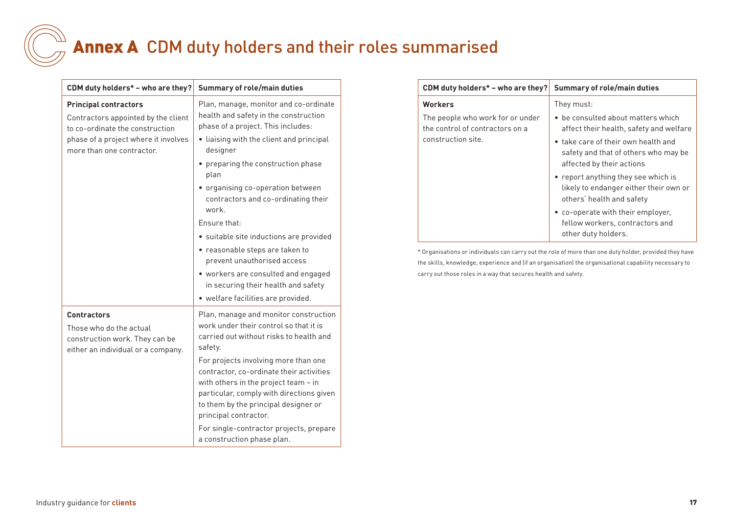# Annex A CDM duty holders and their roles summarised

| CDM duty holders* – who are they? | Summary of role/main duties |
|---|---|
| **Principal contractors**<br>Contractors appointed by the client to co-ordinate the construction phase of a project where it involves more than one contractor. | Plan, manage, monitor and co-ordinate health and safety in the construction phase of a project. This includes:<br>• liaising with the client and principal designer<br>• preparing the construction phase plan<br>• organising co-operation between contractors and co-ordinating their work.<br>Ensure that:<br>• suitable site inductions are provided<br>• reasonable steps are taken to prevent unauthorised access<br>• workers are consulted and engaged in securing their health and safety<br>• welfare facilities are provided. |
| **Contractors**<br>Those who do the actual construction work. They can be either an individual or a company. | Plan, manage and monitor construction work under their control so that it is carried out without risks to health and safety.<br>For projects involving more than one contractor, co-ordinate their activities with others in the project team – in particular, comply with directions given to them by the principal designer or principal contractor.<br>For single-contractor projects, prepare a construction phase plan. |
| **Workers**<br>The people who work for or under the control of contractors on a construction site. | They must:<br>• be consulted about matters which affect their health, safety and welfare<br>• take care of their own health and safety and that of others who may be affected by their actions<br>• report anything they see which is likely to endanger either their own or others' health and safety<br>• co-operate with their employer, fellow workers, contractors and other duty holders. |

\* Organisations or individuals can carry out the role of more than one duty holder, provided they have the skills, knowledge, experience and (if an organisation) the organisational capability necessary to carry out those roles in a way that secures health and safety.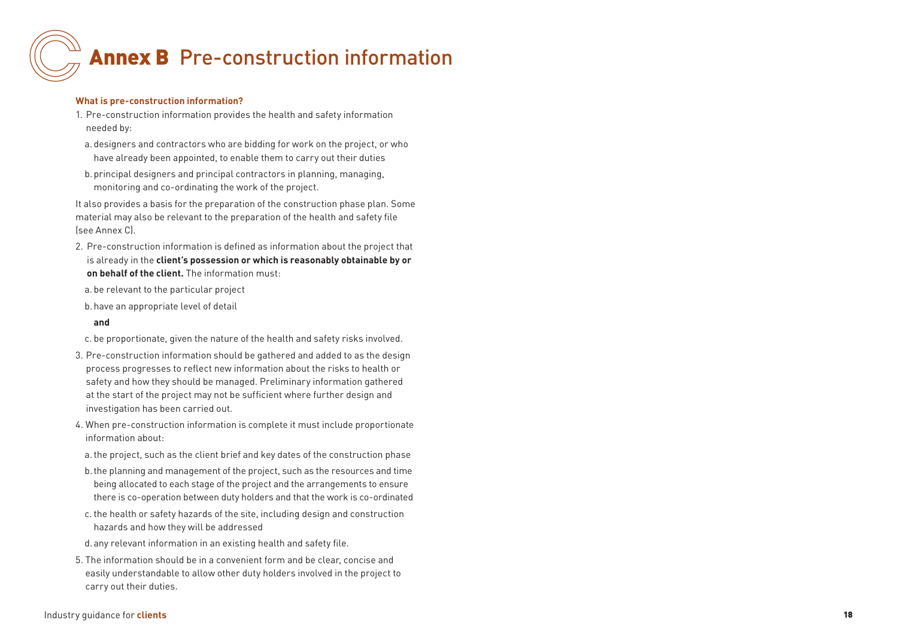# Annex B Pre-construction information

**What is pre-construction information?**

1. Pre-construction information provides the health and safety information needed by:

   a. designers and contractors who are bidding for work on the project, or who have already been appointed, to enable them to carry out their duties

   b. principal designers and principal contractors in planning, managing, monitoring and co-ordinating the work of the project.

It also provides a basis for the preparation of the construction phase plan. Some material may also be relevant to the preparation of the health and safety file (see Annex C).

2. Pre-construction information is defined as information about the project that is already in the **client's possession or which is reasonably obtainable by or on behalf of the client.** The information must:

   a. be relevant to the particular project

   b. have an appropriate level of detail

   **and**

   c. be proportionate, given the nature of the health and safety risks involved.

3. Pre-construction information should be gathered and added to as the design process progresses to reflect new information about the risks to health or safety and how they should be managed. Preliminary information gathered at the start of the project may not be sufficient where further design and investigation has been carried out.

4. When pre-construction information is complete it must include proportionate information about:

   a. the project, such as the client brief and key dates of the construction phase

   b. the planning and management of the project, such as the resources and time being allocated to each stage of the project and the arrangements to ensure there is co-operation between duty holders and that the work is co-ordinated

   c. the health or safety hazards of the site, including design and construction hazards and how they will be addressed

   d. any relevant information in an existing health and safety file.

5. The information should be in a convenient form and be clear, concise and easily understandable to allow other duty holders involved in the project to carry out their duties.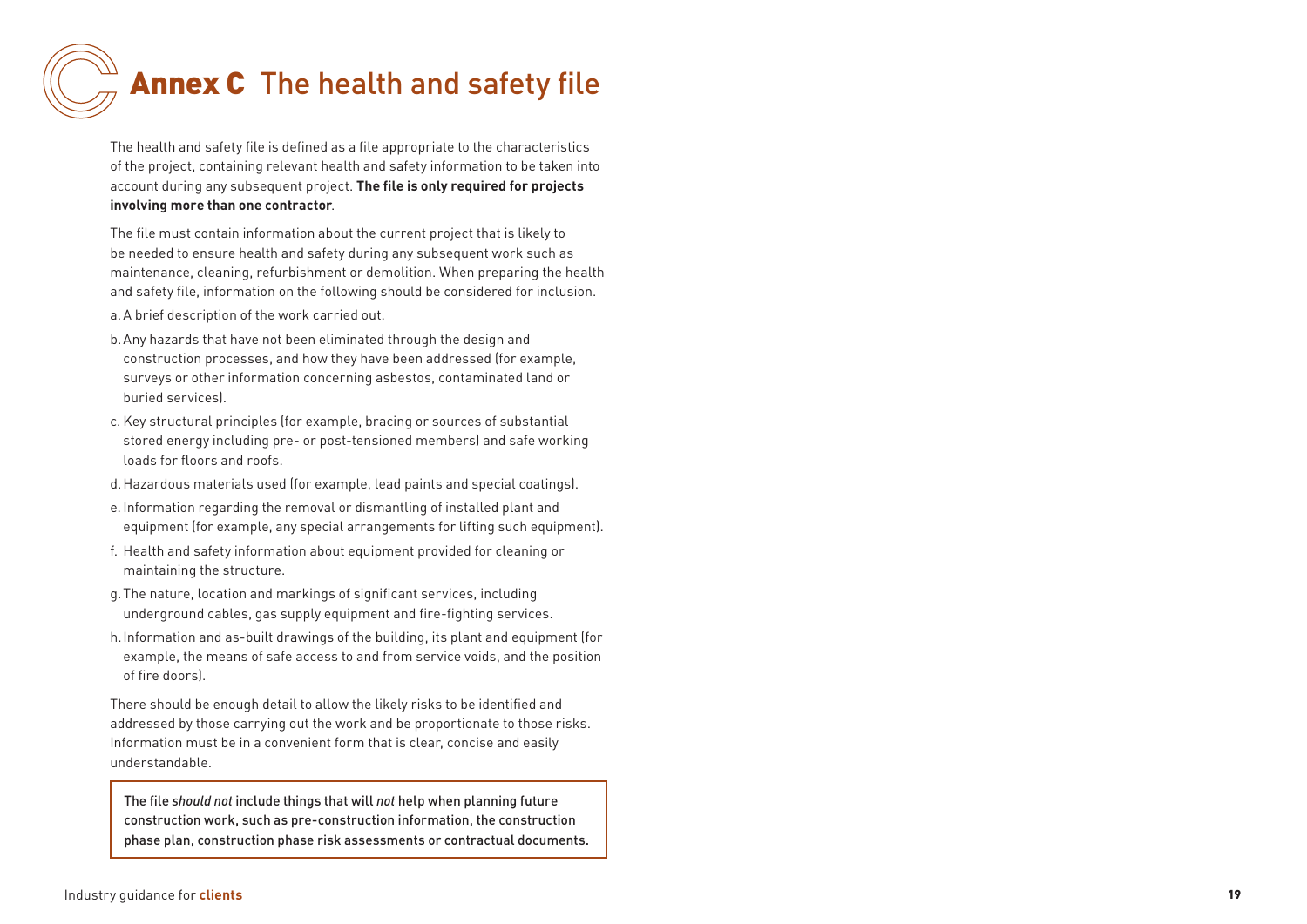# Annex C The health and safety file

The health and safety file is defined as a file appropriate to the characteristics of the project, containing relevant health and safety information to be taken into account during any subsequent project. **The file is only required for projects involving more than one contractor**.

The file must contain information about the current project that is likely to be needed to ensure health and safety during any subsequent work such as maintenance, cleaning, refurbishment or demolition. When preparing the health and safety file, information on the following should be considered for inclusion.

a. A brief description of the work carried out.

b. Any hazards that have not been eliminated through the design and construction processes, and how they have been addressed (for example, surveys or other information concerning asbestos, contaminated land or buried services).

c. Key structural principles (for example, bracing or sources of substantial stored energy including pre- or post-tensioned members) and safe working loads for floors and roofs.

d. Hazardous materials used (for example, lead paints and special coatings).

e. Information regarding the removal or dismantling of installed plant and equipment (for example, any special arrangements for lifting such equipment).

f. Health and safety information about equipment provided for cleaning or maintaining the structure.

g. The nature, location and markings of significant services, including underground cables, gas supply equipment and fire-fighting services.

h. Information and as-built drawings of the building, its plant and equipment (for example, the means of safe access to and from service voids, and the position of fire doors).

There should be enough detail to allow the likely risks to be identified and addressed by those carrying out the work and be proportionate to those risks. Information must be in a convenient form that is clear, concise and easily understandable.

> The file *should not* include things that will *not* help when planning future construction work, such as pre-construction information, the construction phase plan, construction phase risk assessments or contractual documents.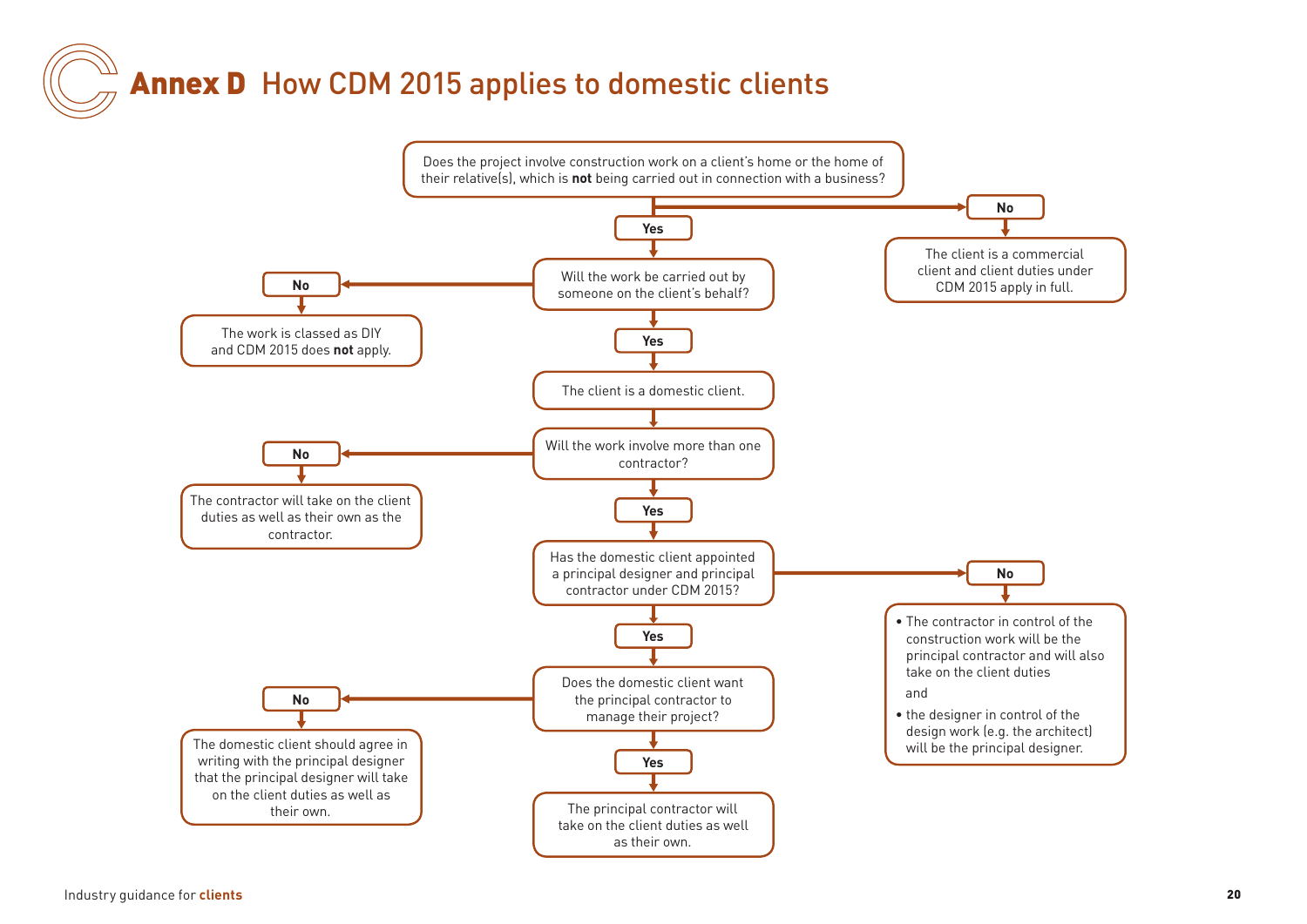# Annex D How CDM 2015 applies to domestic clients

Does the project involve construction work on a client's home or the home of their relative(s), which is **not** being carried out in connection with a business?

- **No** → The client is a commercial client and client duties under CDM 2015 apply in full.
- **Yes** → Will the work be carried out by someone on the client's behalf?
  - **No** → The work is classed as DIY and CDM 2015 does **not** apply.
  - **Yes** → The client is a domestic client.

Will the work involve more than one contractor?

- **No** → The contractor will take on the client duties as well as their own as the contractor.
- **Yes** → Has the domestic client appointed a principal designer and principal contractor under CDM 2015?
  - **No** →
    - The contractor in control of the construction work will be the principal contractor and will also take on the client duties

      and
    - the designer in control of the design work (e.g. the architect) will be the principal designer.
  - **Yes** → Does the domestic client want the principal contractor to manage their project?
    - **No** → The domestic client should agree in writing with the principal designer that the principal designer will take on the client duties as well as their own.
    - **Yes** → The principal contractor will take on the client duties as well as their own.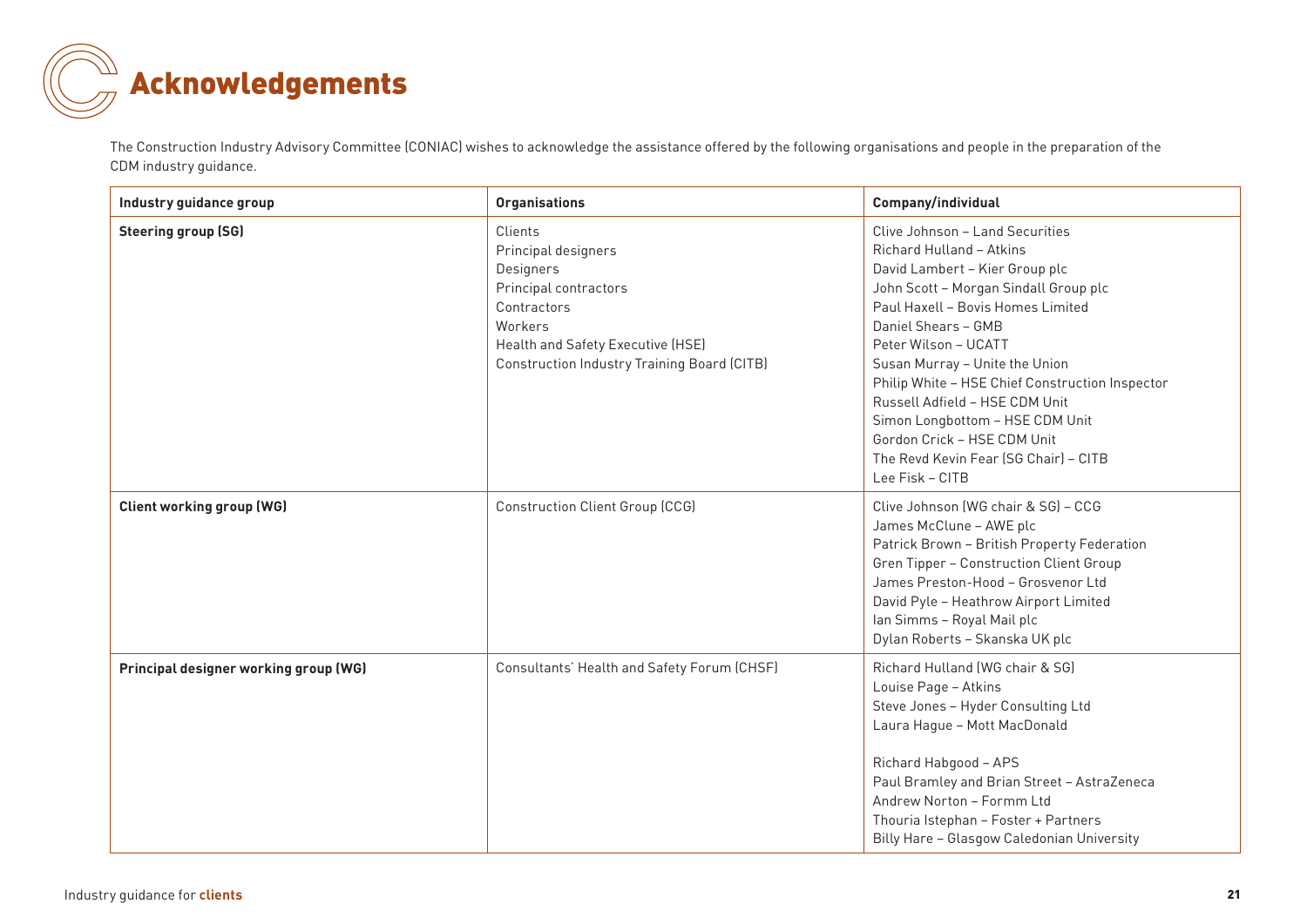# Acknowledgements

The Construction Industry Advisory Committee (CONIAC) wishes to acknowledge the assistance offered by the following organisations and people in the preparation of the CDM industry guidance.

| Industry guidance group | Organisations | Company/individual |
|---|---|---|
| **Steering group (SG)** | Clients<br>Principal designers<br>Designers<br>Principal contractors<br>Contractors<br>Workers<br>Health and Safety Executive (HSE)<br>Construction Industry Training Board (CITB) | Clive Johnson – Land Securities<br>Richard Hulland – Atkins<br>David Lambert – Kier Group plc<br>John Scott – Morgan Sindall Group plc<br>Paul Haxell – Bovis Homes Limited<br>Daniel Shears – GMB<br>Peter Wilson – UCATT<br>Susan Murray – Unite the Union<br>Philip White – HSE Chief Construction Inspector<br>Russell Adfield – HSE CDM Unit<br>Simon Longbottom – HSE CDM Unit<br>Gordon Crick – HSE CDM Unit<br>The Revd Kevin Fear (SG Chair) – CITB<br>Lee Fisk – CITB |
| **Client working group (WG)** | Construction Client Group (CCG) | Clive Johnson (WG chair & SG) – CCG<br>James McClune – AWE plc<br>Patrick Brown – British Property Federation<br>Gren Tipper – Construction Client Group<br>James Preston-Hood – Grosvenor Ltd<br>David Pyle – Heathrow Airport Limited<br>Ian Simms – Royal Mail plc<br>Dylan Roberts – Skanska UK plc |
| **Principal designer working group (WG)** | Consultants' Health and Safety Forum (CHSF) | Richard Hulland (WG chair & SG)<br>Louise Page – Atkins<br>Steve Jones – Hyder Consulting Ltd<br>Laura Hague – Mott MacDonald<br><br>Richard Habgood – APS<br>Paul Bramley and Brian Street – AstraZeneca<br>Andrew Norton – Formm Ltd<br>Thouria Istephan – Foster + Partners<br>Billy Hare – Glasgow Caledonian University |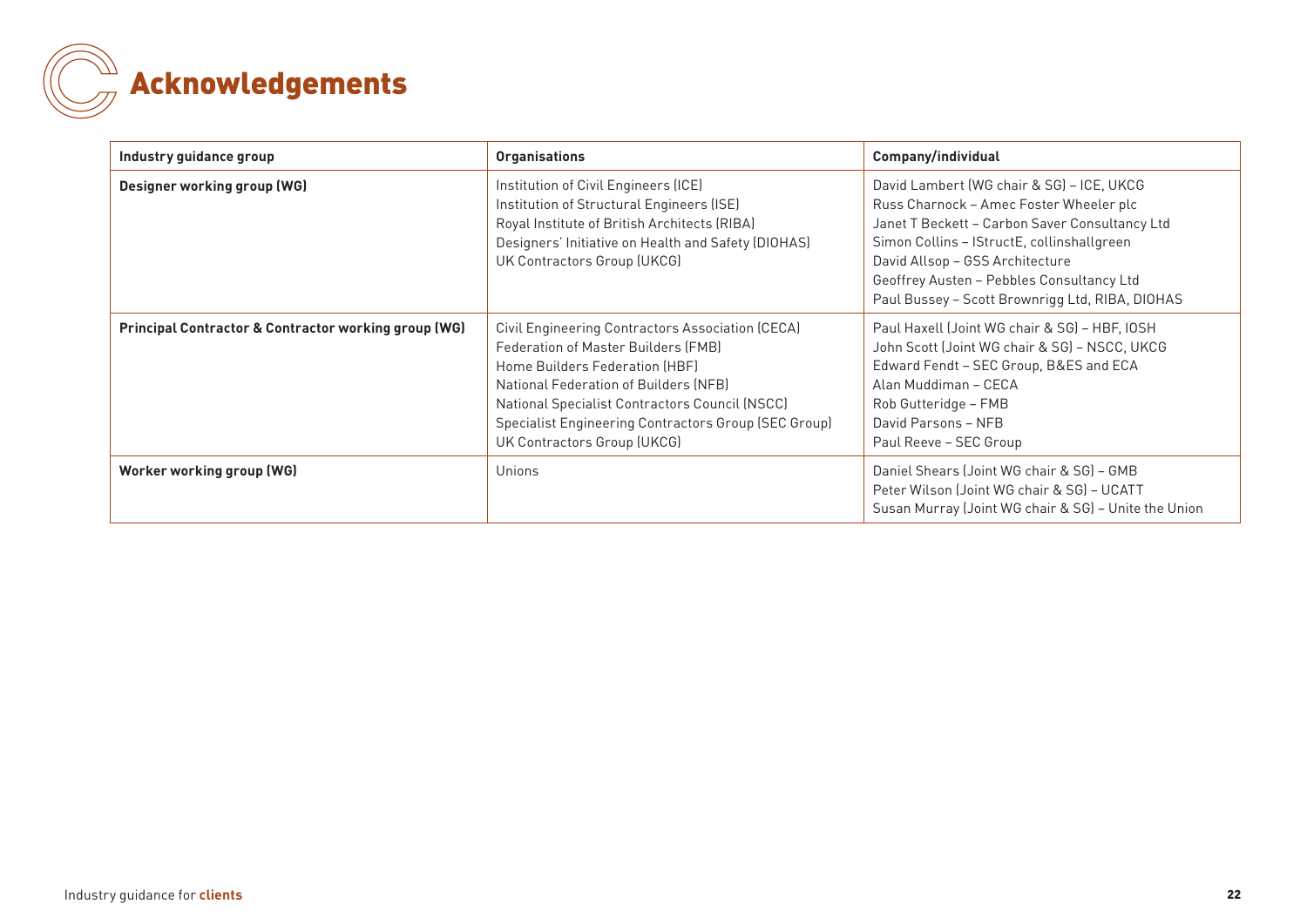# Acknowledgements

| Industry guidance group | Organisations | Company/individual |
| --- | --- | --- |
| **Designer working group (WG)** | Institution of Civil Engineers (ICE)<br>Institution of Structural Engineers (ISE)<br>Royal Institute of British Architects (RIBA)<br>Designers' Initiative on Health and Safety (DIOHAS)<br>UK Contractors Group (UKCG) | David Lambert (WG chair & SG) – ICE, UKCG<br>Russ Charnock – Amec Foster Wheeler plc<br>Janet T Beckett – Carbon Saver Consultancy Ltd<br>Simon Collins – IStructE, collinshallgreen<br>David Allsop – GSS Architecture<br>Geoffrey Austen – Pebbles Consultancy Ltd<br>Paul Bussey – Scott Brownrigg Ltd, RIBA, DIOHAS |
| **Principal Contractor & Contractor working group (WG)** | Civil Engineering Contractors Association (CECA)<br>Federation of Master Builders (FMB)<br>Home Builders Federation (HBF)<br>National Federation of Builders (NFB)<br>National Specialist Contractors Council (NSCC)<br>Specialist Engineering Contractors Group (SEC Group)<br>UK Contractors Group (UKCG) | Paul Haxell (Joint WG chair & SG) – HBF, IOSH<br>John Scott (Joint WG chair & SG) – NSCC, UKCG<br>Edward Fendt – SEC Group, B&ES and ECA<br>Alan Muddiman – CECA<br>Rob Gutteridge – FMB<br>David Parsons – NFB<br>Paul Reeve – SEC Group |
| **Worker working group (WG)** | Unions | Daniel Shears (Joint WG chair & SG) – GMB<br>Peter Wilson (Joint WG chair & SG) – UCATT<br>Susan Murray (Joint WG chair & SG) – Unite the Union |